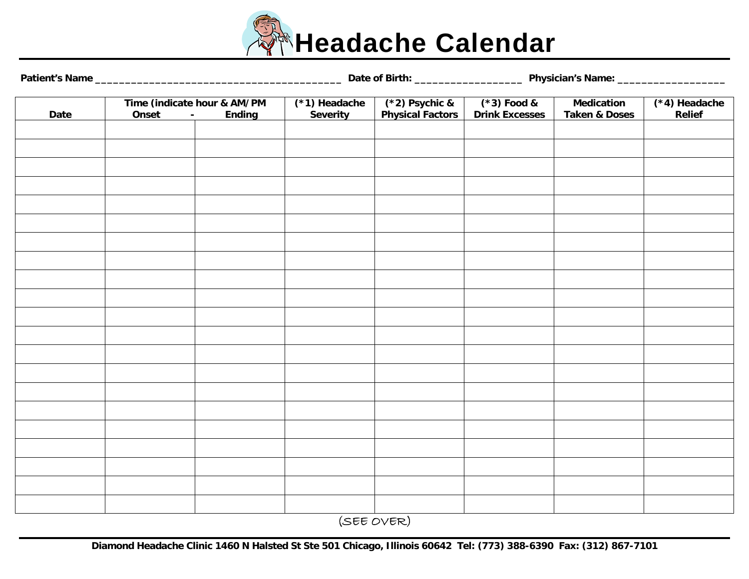# Headache Calendar

**Patient's Name** ________________________________________ **Date of Birth:** __________________ **Physician's Name:** __________________

| Date | Time (indicate hour & AM/PM Onset | - Ending | (*1) Headache Severity | (*2) Psychic & Physical Factors | (*3) Food & Drink Excesses | Medication Taken & Doses | (*4) Headache Relief |
|---|---|---|---|---|---|---|---|
| | | | | | | | |
| | | | | | | | |
| | | | | | | | |
| | | | | | | | |
| | | | | | | | |
| | | | | | | | |
| | | | | | | | |
| | | | | | | | |
| | | | | | | | |
| | | | | | | | |
| | | | | | | | |
| | | | | | | | |
| | | | | | | | |
| | | | | | | | |
| | | | | | | | |
| | | | | | | | |
| | | | | | | | |
| | | | | | | | |
| | | | | | | | |
| | | | | | | | |
| | | | | | | | |

(SEE OVER)

**Diamond Headache Clinic 1460 N Halsted St Ste 501 Chicago, Illinois 60642 Tel: (773) 388-6390 Fax: (312) 867-7101**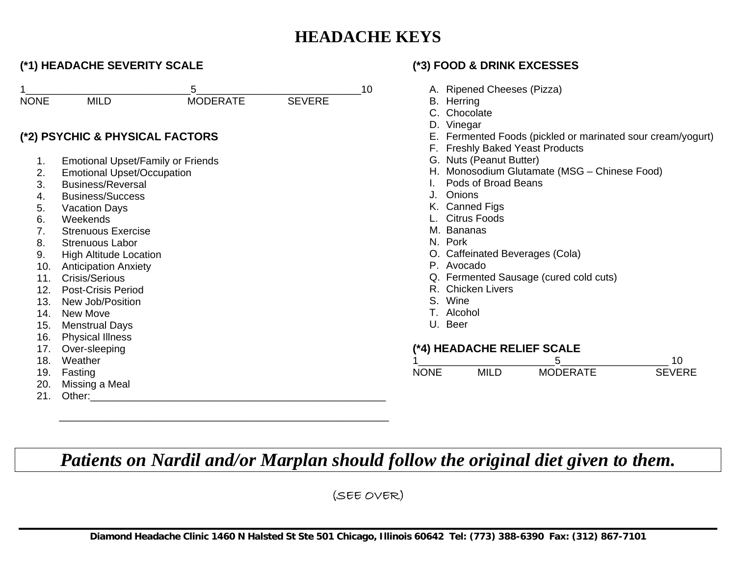# HEADACHE KEYS

## (*1) HEADACHE SEVERITY SCALE

1_____________________________5_____________________________10

NONE MILD MODERATE SEVERE

## (*2) PSYCHIC & PHYSICAL FACTORS

1. Emotional Upset/Family or Friends
2. Emotional Upset/Occupation
3. Business/Reversal
4. Business/Success
5. Vacation Days
6. Weekends
7. Strenuous Exercise
8. Strenuous Labor
9. High Altitude Location
10. Anticipation Anxiety
11. Crisis/Serious
12. Post-Crisis Period
13. New Job/Position
14. New Move
15. Menstrual Days
16. Physical Illness
17. Over-sleeping
18. Weather
19. Fasting
20. Missing a Meal
21. Other:_____________________________________________________

_______________________________________________________

## (*3) FOOD & DRINK EXCESSES

A. Ripened Cheeses (Pizza)
B. Herring
C. Chocolate
D. Vinegar
E. Fermented Foods (pickled or marinated sour cream/yogurt)
F. Freshly Baked Yeast Products
G. Nuts (Peanut Butter)
H. Monosodium Glutamate (MSG – Chinese Food)
I. Pods of Broad Beans
J. Onions
K. Canned Figs
L. Citrus Foods
M. Bananas
N. Pork
O. Caffeinated Beverages (Cola)
P. Avocado
Q. Fermented Sausage (cured cold cuts)
R. Chicken Livers
S. Wine
T. Alcohol
U. Beer

## (*4) HEADACHE RELIEF SCALE

1________________________5___________________ 10

NONE MILD MODERATE SEVERE

***Patients on Nardil and/or Marplan should follow the original diet given to them.***

(SEE OVER)

**Diamond Headache Clinic 1460 N Halsted St Ste 501 Chicago, Illinois 60642 Tel: (773) 388-6390 Fax: (312) 867-7101**